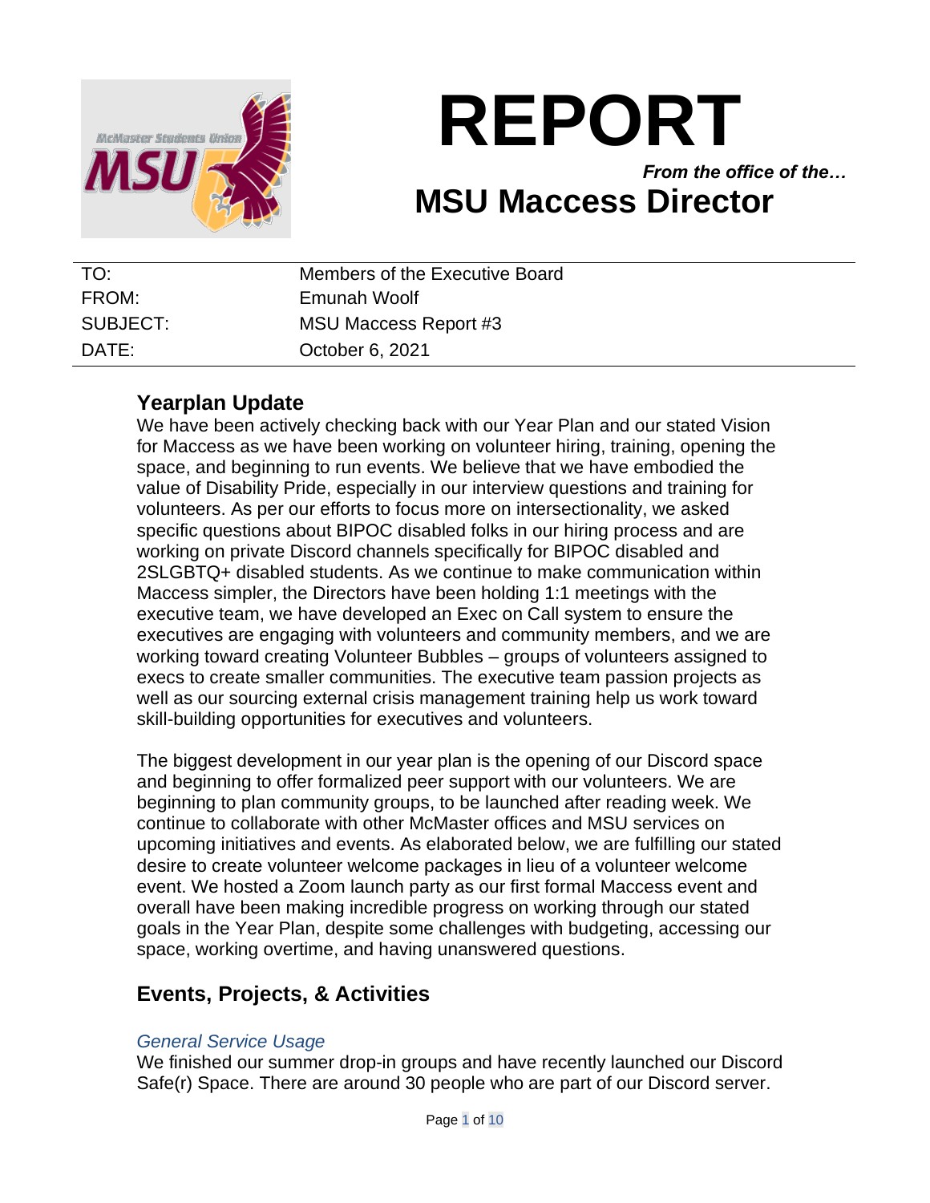# REPORT

*From the office of the…*

## MSU Maccess Director

| | |
|---|---|
| TO: | Members of the Executive Board |
| FROM: | Emunah Woolf |
| SUBJECT: | MSU Maccess Report #3 |
| DATE: | October 6, 2021 |

## Yearplan Update

We have been actively checking back with our Year Plan and our stated Vision for Maccess as we have been working on volunteer hiring, training, opening the space, and beginning to run events. We believe that we have embodied the value of Disability Pride, especially in our interview questions and training for volunteers. As per our efforts to focus more on intersectionality, we asked specific questions about BIPOC disabled folks in our hiring process and are working on private Discord channels specifically for BIPOC disabled and 2SLGBTQ+ disabled students. As we continue to make communication within Maccess simpler, the Directors have been holding 1:1 meetings with the executive team, we have developed an Exec on Call system to ensure the executives are engaging with volunteers and community members, and we are working toward creating Volunteer Bubbles – groups of volunteers assigned to execs to create smaller communities. The executive team passion projects as well as our sourcing external crisis management training help us work toward skill-building opportunities for executives and volunteers.

The biggest development in our year plan is the opening of our Discord space and beginning to offer formalized peer support with our volunteers. We are beginning to plan community groups, to be launched after reading week. We continue to collaborate with other McMaster offices and MSU services on upcoming initiatives and events. As elaborated below, we are fulfilling our stated desire to create volunteer welcome packages in lieu of a volunteer welcome event. We hosted a Zoom launch party as our first formal Maccess event and overall have been making incredible progress on working through our stated goals in the Year Plan, despite some challenges with budgeting, accessing our space, working overtime, and having unanswered questions.

## Events, Projects, & Activities

### *General Service Usage*

We finished our summer drop-in groups and have recently launched our Discord Safe(r) Space. There are around 30 people who are part of our Discord server.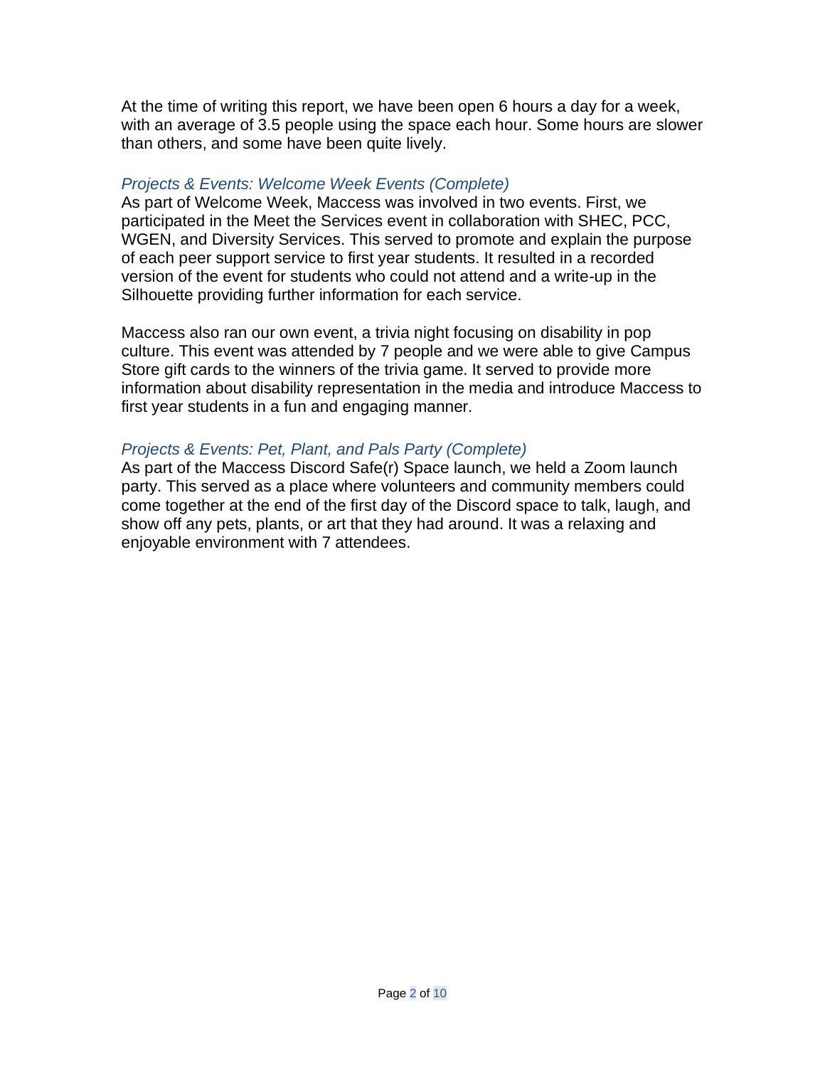At the time of writing this report, we have been open 6 hours a day for a week, with an average of 3.5 people using the space each hour. Some hours are slower than others, and some have been quite lively.

### *Projects & Events: Welcome Week Events (Complete)*

As part of Welcome Week, Maccess was involved in two events. First, we participated in the Meet the Services event in collaboration with SHEC, PCC, WGEN, and Diversity Services. This served to promote and explain the purpose of each peer support service to first year students. It resulted in a recorded version of the event for students who could not attend and a write-up in the Silhouette providing further information for each service.

Maccess also ran our own event, a trivia night focusing on disability in pop culture. This event was attended by 7 people and we were able to give Campus Store gift cards to the winners of the trivia game. It served to provide more information about disability representation in the media and introduce Maccess to first year students in a fun and engaging manner.

### *Projects & Events: Pet, Plant, and Pals Party (Complete)*

As part of the Maccess Discord Safe(r) Space launch, we held a Zoom launch party. This served as a place where volunteers and community members could come together at the end of the first day of the Discord space to talk, laugh, and show off any pets, plants, or art that they had around. It was a relaxing and enjoyable environment with 7 attendees.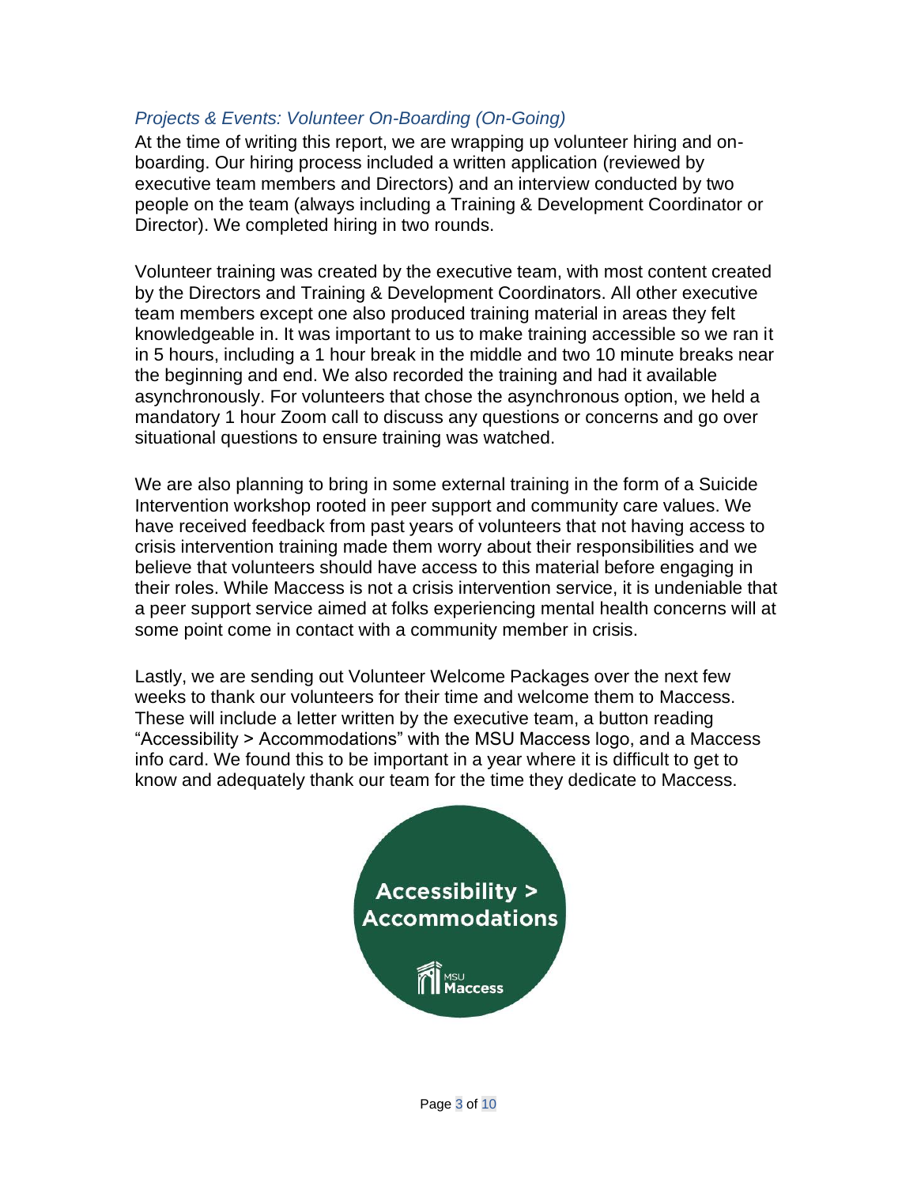### *Projects & Events: Volunteer On-Boarding (On-Going)*

At the time of writing this report, we are wrapping up volunteer hiring and on-boarding. Our hiring process included a written application (reviewed by executive team members and Directors) and an interview conducted by two people on the team (always including a Training & Development Coordinator or Director). We completed hiring in two rounds.

Volunteer training was created by the executive team, with most content created by the Directors and Training & Development Coordinators. All other executive team members except one also produced training material in areas they felt knowledgeable in. It was important to us to make training accessible so we ran it in 5 hours, including a 1 hour break in the middle and two 10 minute breaks near the beginning and end. We also recorded the training and had it available asynchronously. For volunteers that chose the asynchronous option, we held a mandatory 1 hour Zoom call to discuss any questions or concerns and go over situational questions to ensure training was watched.

We are also planning to bring in some external training in the form of a Suicide Intervention workshop rooted in peer support and community care values. We have received feedback from past years of volunteers that not having access to crisis intervention training made them worry about their responsibilities and we believe that volunteers should have access to this material before engaging in their roles. While Maccess is not a crisis intervention service, it is undeniable that a peer support service aimed at folks experiencing mental health concerns will at some point come in contact with a community member in crisis.

Lastly, we are sending out Volunteer Welcome Packages over the next few weeks to thank our volunteers for their time and welcome them to Maccess. These will include a letter written by the executive team, a button reading "Accessibility > Accommodations" with the MSU Maccess logo, and a Maccess info card. We found this to be important in a year where it is difficult to get to know and adequately thank our team for the time they dedicate to Maccess.

Accessibility > Accommodations

MSU Maccess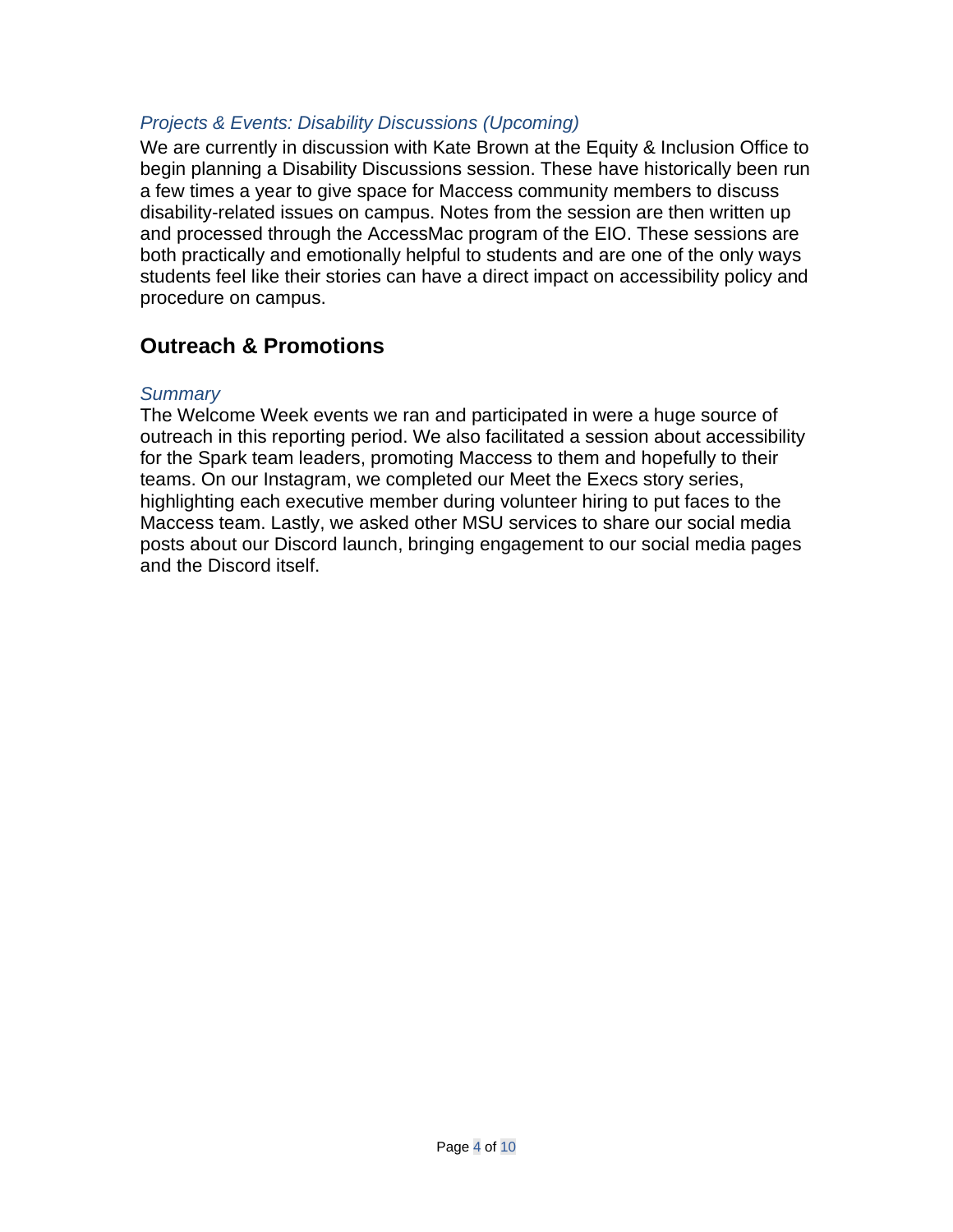*Projects & Events: Disability Discussions (Upcoming)*

We are currently in discussion with Kate Brown at the Equity & Inclusion Office to begin planning a Disability Discussions session. These have historically been run a few times a year to give space for Maccess community members to discuss disability-related issues on campus. Notes from the session are then written up and processed through the AccessMac program of the EIO. These sessions are both practically and emotionally helpful to students and are one of the only ways students feel like their stories can have a direct impact on accessibility policy and procedure on campus.

## Outreach & Promotions

*Summary*

The Welcome Week events we ran and participated in were a huge source of outreach in this reporting period. We also facilitated a session about accessibility for the Spark team leaders, promoting Maccess to them and hopefully to their teams. On our Instagram, we completed our Meet the Execs story series, highlighting each executive member during volunteer hiring to put faces to the Maccess team. Lastly, we asked other MSU services to share our social media posts about our Discord launch, bringing engagement to our social media pages and the Discord itself.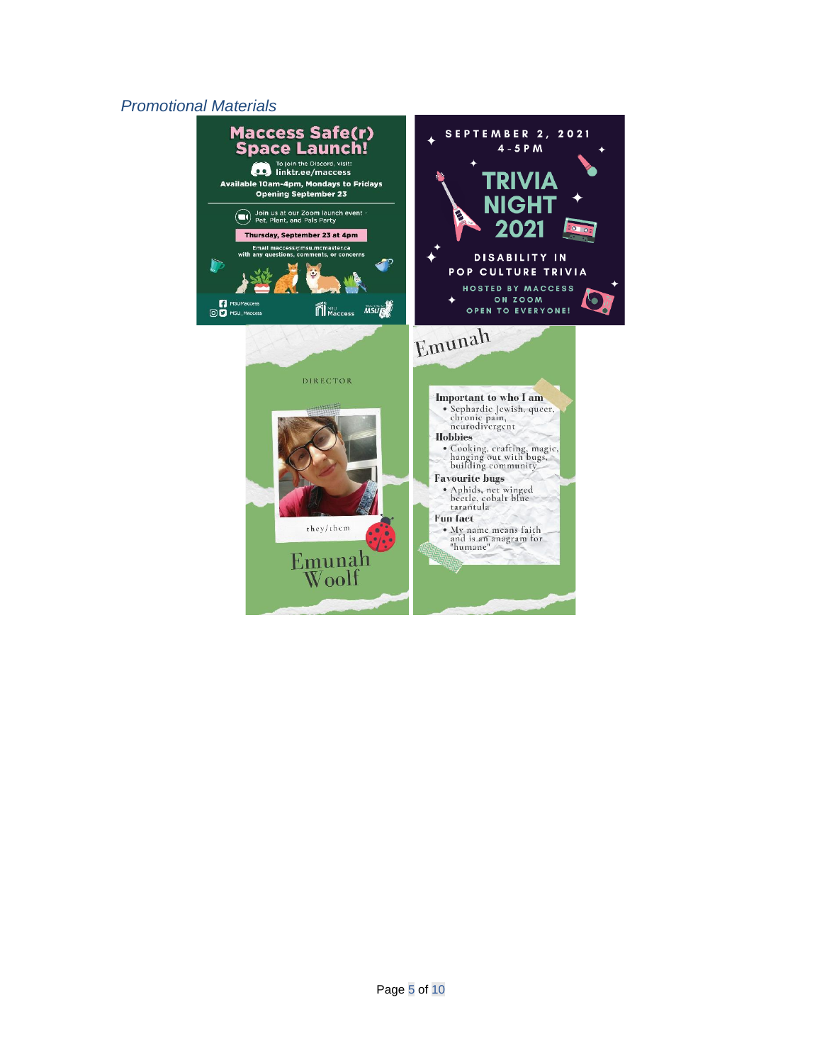*Promotional Materials*

**Maccess Safe(r) Space Launch!**

To join the Discord, visit: linktr.ee/maccess

Available 10am-4pm, Mondays to Fridays

Opening September 23

Join us at our Zoom launch event - Pet, Plant, and Pals Party

Thursday, September 23 at 4pm

Email maccess@msu.mcmaster.ca with any questions, comments, or concerns

MSUMaccess

MSU_Maccess

MSU Maccess

MSU

SEPTEMBER 2, 2021

4-5PM

**TRIVIA NIGHT 2021**

DISABILITY IN POP CULTURE TRIVIA

HOSTED BY MACCESS

ON ZOOM

OPEN TO EVERYONE!

DIRECTOR

they/them

Emunah Woolf

Emunah

**Important to who I am**

- Sephardic Jewish, queer, chronic pain, neurodivergent

**Hobbies**

- Cooking, crafting, magic, hanging out with bugs, building community

**Favourite bugs**

- Aphids, net winged beetle, cobalt blue tarantula

**Fun fact**

- My name means faith and is an anagram for "humane"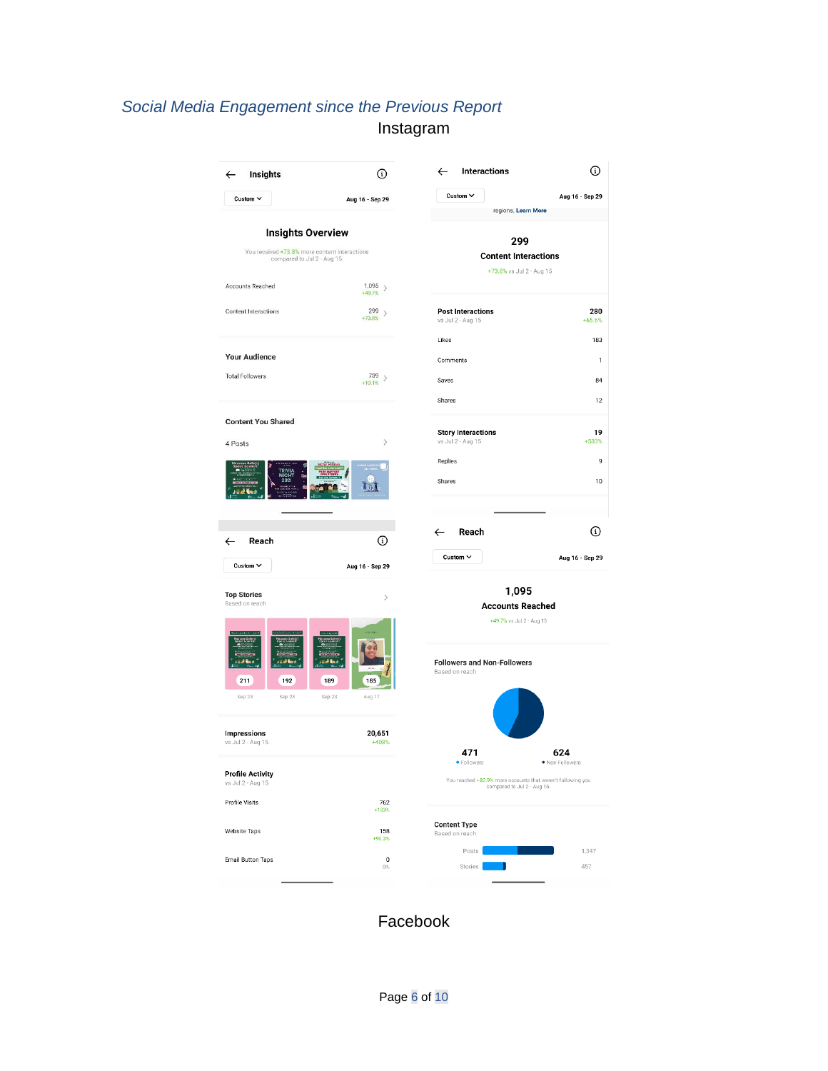## *Social Media Engagement since the Previous Report*

### Instagram

**Insights**

Custom — Aug 16 - Sep 29

**Insights Overview**

You received +73.8% more content interactions compared to Jul 2 - Aug 15

| | |
|---|---|
| Accounts Reached | 1,095 (+49.7%) |
| Content Interactions | 299 (+73.8%) |

**Your Audience**

| | |
|---|---|
| Total Followers | 739 (+10.1%) |

**Content You Shared**

4 Posts

**Interactions**

Custom — Aug 16 - Sep 29

regions. Learn More

**299**
**Content Interactions**
+73.8% vs Jul 2 - Aug 15

| | |
|---|---|
| **Post Interactions** (vs Jul 2 - Aug 15) | **280** (+65.6%) |
| Likes | 183 |
| Comments | 1 |
| Saves | 84 |
| Shares | 12 |
| **Story Interactions** (vs Jul 2 - Aug 15) | **19** (+533%) |
| Replies | 9 |
| Shares | 10 |

**Reach**

Custom — Aug 16 - Sep 29

**Top Stories**
Based on reach

| 211 | 192 | 189 | 185 |
|---|---|---|---|
| Sep 23 | Sep 23 | Sep 23 | Aug 17 |

| | |
|---|---|
| **Impressions** (vs Jul 2 - Aug 15) | **20,651** (+408%) |

**Profile Activity**
vs Jul 2 - Aug 15

| | |
|---|---|
| Profile Visits | 762 (+133%) |
| Website Taps | 158 (+90.3%) |
| Email Button Taps | 0 (0%) |

**Reach**

Custom — Aug 16 - Sep 29

**1,095**
**Accounts Reached**
+49.7% vs Jul 2 - Aug 15

**Followers and Non-Followers**
Based on reach

| 471 | 624 |
|---|---|
| Followers | Non-Followers |

You reached +82.0% more accounts that weren't following you compared to Jul 2 - Aug 15.

**Content Type**
Based on reach

| | |
|---|---|
| Posts | 1,347 |
| Stories | 457 |

### Facebook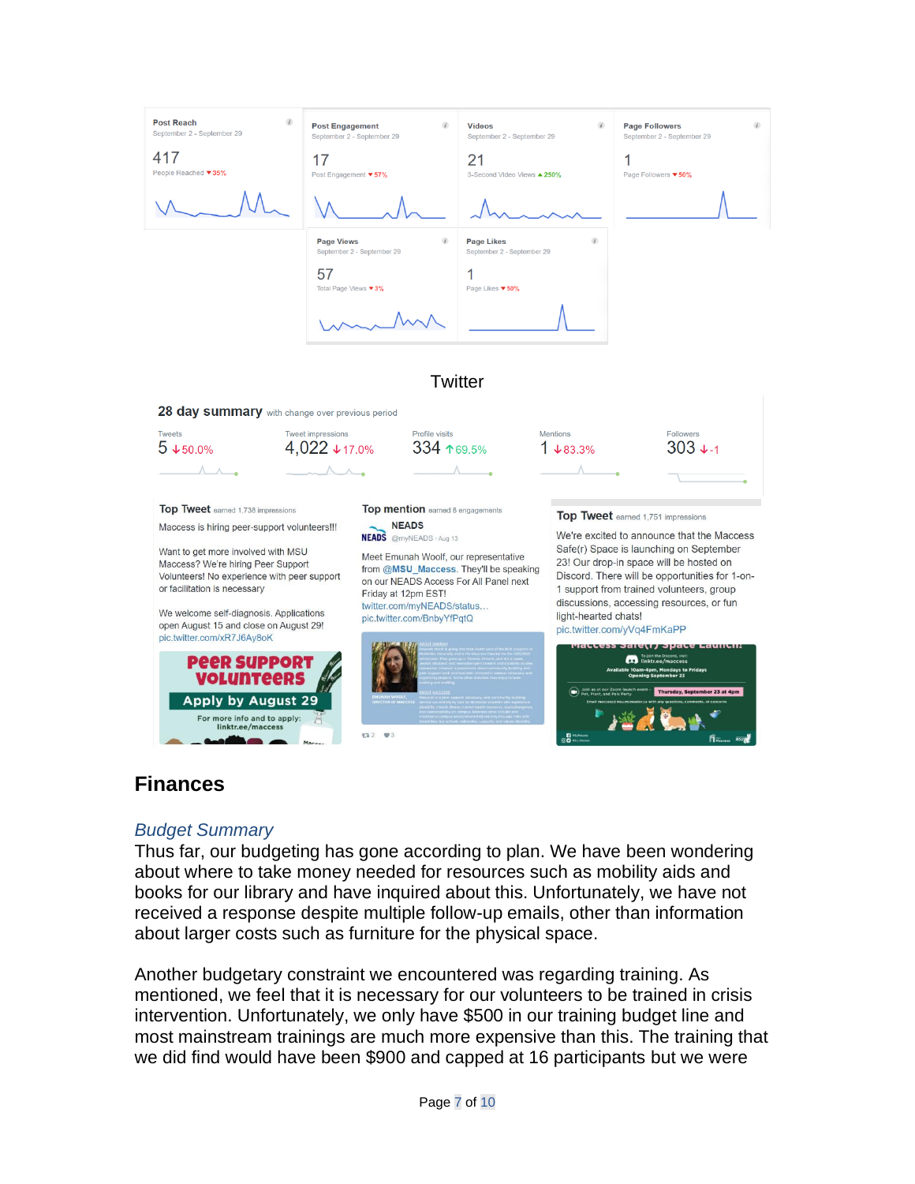| Post Reach | Post Engagement | Videos | Page Followers |
|---|---|---|---|
| September 2 - September 29 | September 2 - September 29 | September 2 - September 29 | September 2 - September 29 |
| 417 | 17 | 21 | 1 |
| People Reached ▼35% | Post Engagement ▼57% | 3-Second Video Views ▲250% | Page Followers ▼50% |

| Page Views | Page Likes |
|---|---|
| September 2 - September 29 | September 2 - September 29 |
| 57 | 1 |
| Total Page Views ▼3% | Page Likes ▼50% |

Twitter

**28 day summary** with change over previous period

| Tweets | Tweet impressions | Profile visits | Mentions | Followers |
|---|---|---|---|---|
| 5 ↓50.0% | 4,022 ↓17.0% | 334 ↑69.5% | 1 ↓83.3% | 303 ↓-1 |

**Top Tweet** earned 1,738 impressions

Maccess is hiring peer-support volunteers!!!

Want to get more involved with MSU Maccess? We're hiring Peer Support Volunteers! No experience with peer support or facilitation is necessary

We welcome self-diagnosis. Applications open August 15 and close on August 29! pic.twitter.com/xR7J6Ay8oK

**Top mention** earned 8 engagements

NEADS @myNEADS · Aug 13

Meet Emunah Woolf, our representative from @MSU_Maccess. They'll be speaking on our NEADS Access For All Panel next Friday at 12pm EST! twitter.com/myNEADS/status... pic.twitter.com/BnbyYfPqtQ

**Top Tweet** earned 1,751 impressions

We're excited to announce that the Maccess Safe(r) Space is launching on September 23! Our drop-in space will be hosted on Discord. There will be opportunities for 1-on-1 support from trained volunteers, group discussions, accessing resources, or fun light-hearted chats! pic.twitter.com/yVq4FmKaPP

# Finances

## *Budget Summary*

Thus far, our budgeting has gone according to plan. We have been wondering about where to take money needed for resources such as mobility aids and books for our library and have inquired about this. Unfortunately, we have not received a response despite multiple follow-up emails, other than information about larger costs such as furniture for the physical space.

Another budgetary constraint we encountered was regarding training. As mentioned, we feel that it is necessary for our volunteers to be trained in crisis intervention. Unfortunately, we only have $500 in our training budget line and most mainstream trainings are much more expensive than this. The training that we did find would have been $900 and capped at 16 participants but we were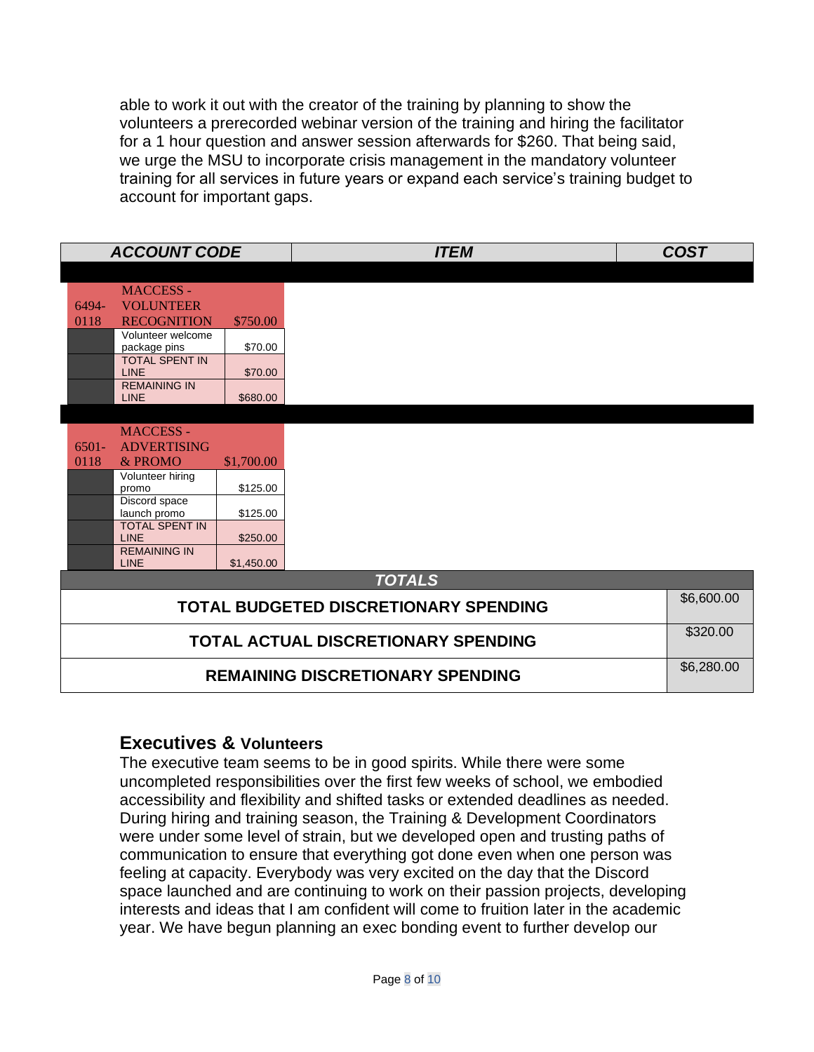able to work it out with the creator of the training by planning to show the volunteers a prerecorded webinar version of the training and hiring the facilitator for a 1 hour question and answer session afterwards for $260. That being said, we urge the MSU to incorporate crisis management in the mandatory volunteer training for all services in future years or expand each service's training budget to account for important gaps.

| ACCOUNT CODE | | | ITEM | COST |
|---|---|---|---|---|
| 6494-0118 | MACCESS - VOLUNTEER RECOGNITION | $750.00 | | |
| | Volunteer welcome package pins | $70.00 | | |
| | TOTAL SPENT IN LINE | $70.00 | | |
| | REMAINING IN LINE | $680.00 | | |
| 6501-0118 | MACCESS - ADVERTISING & PROMO | $1,700.00 | | |
| | Volunteer hiring promo | $125.00 | | |
| | Discord space launch promo | $125.00 | | |
| | TOTAL SPENT IN LINE | $250.00 | | |
| | REMAINING IN LINE | $1,450.00 | | |
| **TOTALS** | | | | |
| **TOTAL BUDGETED DISCRETIONARY SPENDING** | | | | $6,600.00 |
| **TOTAL ACTUAL DISCRETIONARY SPENDING** | | | | $320.00 |
| **REMAINING DISCRETIONARY SPENDING** | | | | $6,280.00 |

## Executives & Volunteers

The executive team seems to be in good spirits. While there were some uncompleted responsibilities over the first few weeks of school, we embodied accessibility and flexibility and shifted tasks or extended deadlines as needed. During hiring and training season, the Training & Development Coordinators were under some level of strain, but we developed open and trusting paths of communication to ensure that everything got done even when one person was feeling at capacity. Everybody was very excited on the day that the Discord space launched and are continuing to work on their passion projects, developing interests and ideas that I am confident will come to fruition later in the academic year. We have begun planning an exec bonding event to further develop our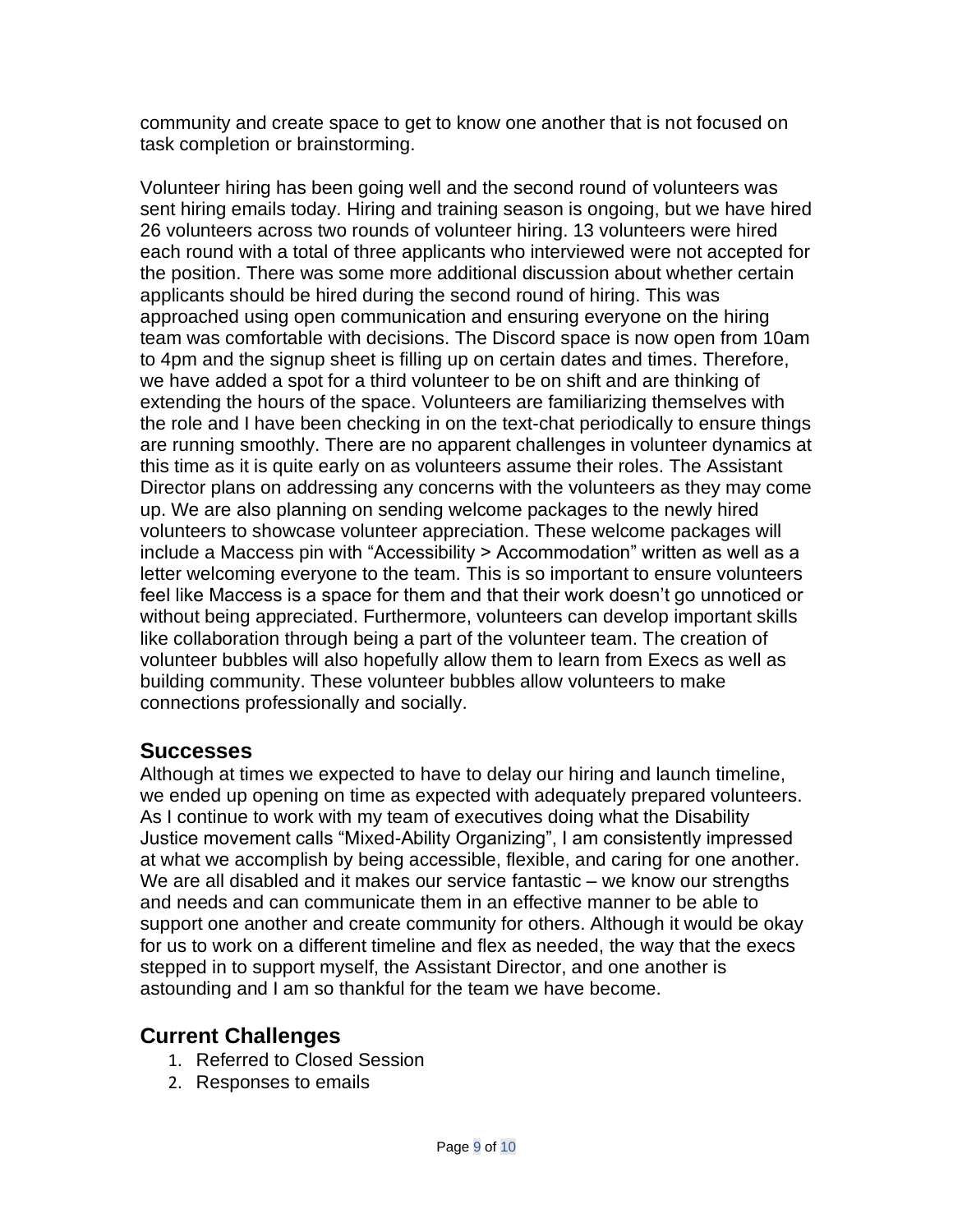community and create space to get to know one another that is not focused on task completion or brainstorming.

Volunteer hiring has been going well and the second round of volunteers was sent hiring emails today. Hiring and training season is ongoing, but we have hired 26 volunteers across two rounds of volunteer hiring. 13 volunteers were hired each round with a total of three applicants who interviewed were not accepted for the position. There was some more additional discussion about whether certain applicants should be hired during the second round of hiring. This was approached using open communication and ensuring everyone on the hiring team was comfortable with decisions. The Discord space is now open from 10am to 4pm and the signup sheet is filling up on certain dates and times. Therefore, we have added a spot for a third volunteer to be on shift and are thinking of extending the hours of the space. Volunteers are familiarizing themselves with the role and I have been checking in on the text-chat periodically to ensure things are running smoothly. There are no apparent challenges in volunteer dynamics at this time as it is quite early on as volunteers assume their roles. The Assistant Director plans on addressing any concerns with the volunteers as they may come up. We are also planning on sending welcome packages to the newly hired volunteers to showcase volunteer appreciation. These welcome packages will include a Maccess pin with "Accessibility > Accommodation" written as well as a letter welcoming everyone to the team. This is so important to ensure volunteers feel like Maccess is a space for them and that their work doesn't go unnoticed or without being appreciated. Furthermore, volunteers can develop important skills like collaboration through being a part of the volunteer team. The creation of volunteer bubbles will also hopefully allow them to learn from Execs as well as building community. These volunteer bubbles allow volunteers to make connections professionally and socially.

## Successes

Although at times we expected to have to delay our hiring and launch timeline, we ended up opening on time as expected with adequately prepared volunteers. As I continue to work with my team of executives doing what the Disability Justice movement calls "Mixed-Ability Organizing", I am consistently impressed at what we accomplish by being accessible, flexible, and caring for one another. We are all disabled and it makes our service fantastic – we know our strengths and needs and can communicate them in an effective manner to be able to support one another and create community for others. Although it would be okay for us to work on a different timeline and flex as needed, the way that the execs stepped in to support myself, the Assistant Director, and one another is astounding and I am so thankful for the team we have become.

## Current Challenges

1. Referred to Closed Session
2. Responses to emails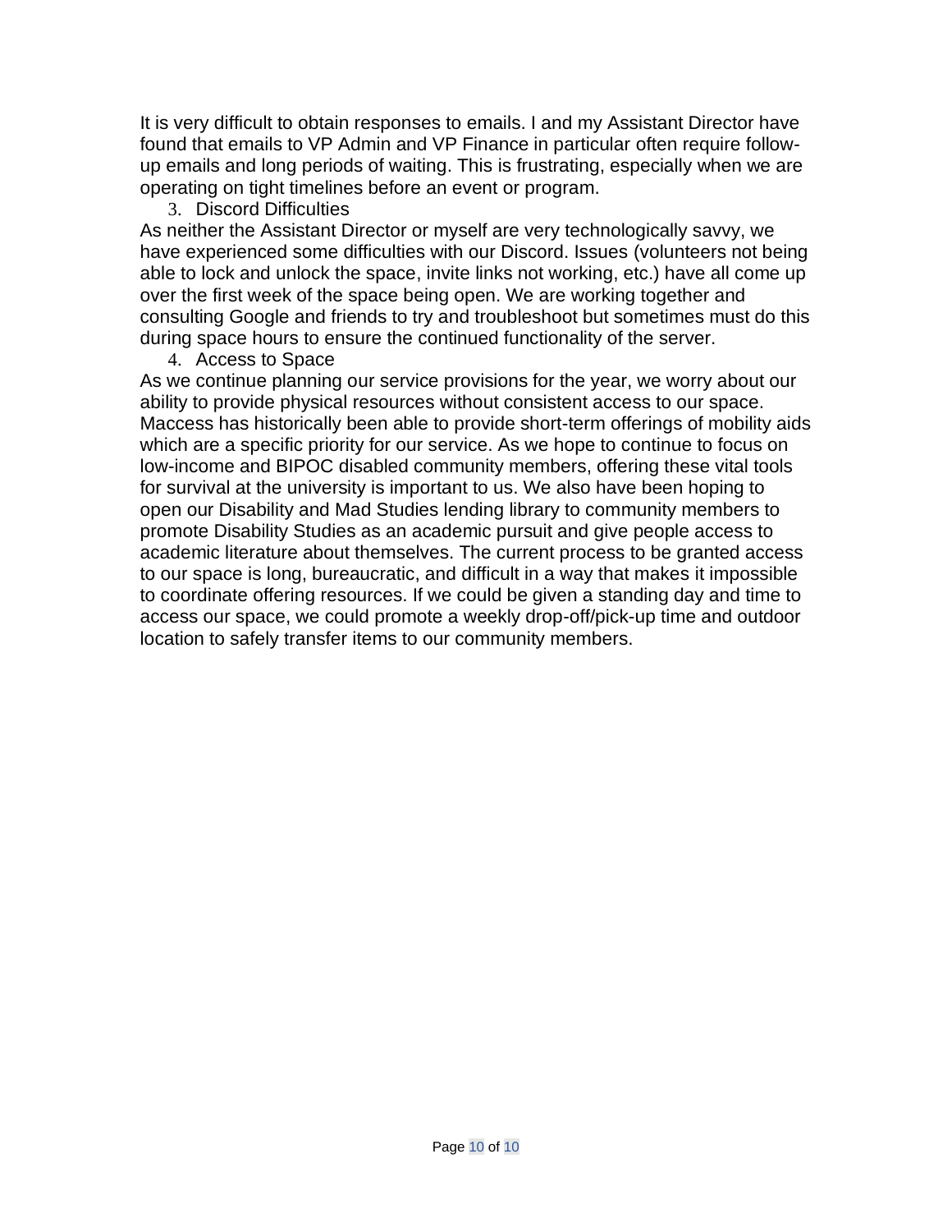It is very difficult to obtain responses to emails. I and my Assistant Director have found that emails to VP Admin and VP Finance in particular often require follow-up emails and long periods of waiting. This is frustrating, especially when we are operating on tight timelines before an event or program.

3. Discord Difficulties

As neither the Assistant Director or myself are very technologically savvy, we have experienced some difficulties with our Discord. Issues (volunteers not being able to lock and unlock the space, invite links not working, etc.) have all come up over the first week of the space being open. We are working together and consulting Google and friends to try and troubleshoot but sometimes must do this during space hours to ensure the continued functionality of the server.

4. Access to Space

As we continue planning our service provisions for the year, we worry about our ability to provide physical resources without consistent access to our space. Maccess has historically been able to provide short-term offerings of mobility aids which are a specific priority for our service. As we hope to continue to focus on low-income and BIPOC disabled community members, offering these vital tools for survival at the university is important to us. We also have been hoping to open our Disability and Mad Studies lending library to community members to promote Disability Studies as an academic pursuit and give people access to academic literature about themselves. The current process to be granted access to our space is long, bureaucratic, and difficult in a way that makes it impossible to coordinate offering resources. If we could be given a standing day and time to access our space, we could promote a weekly drop-off/pick-up time and outdoor location to safely transfer items to our community members.